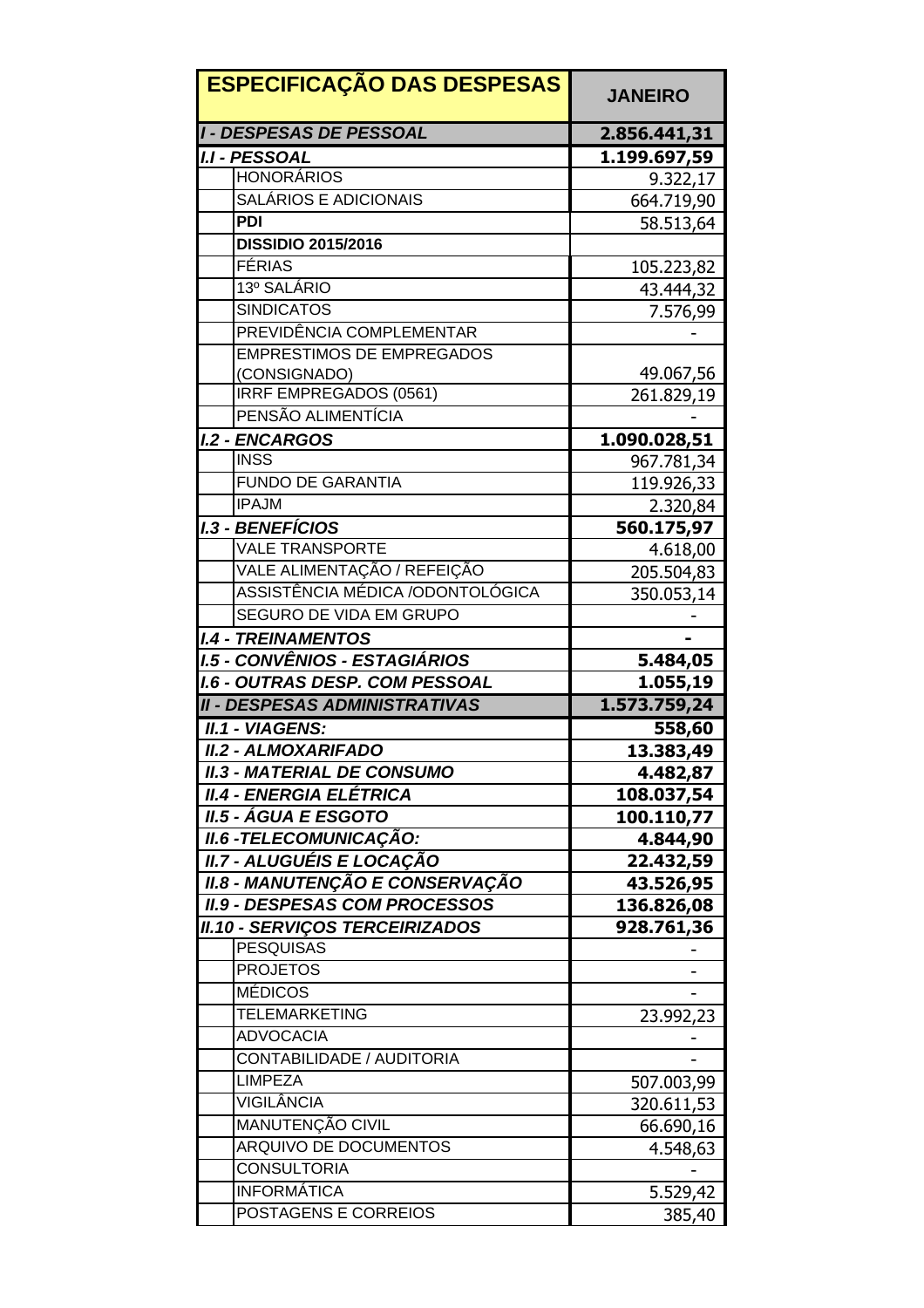| ESPECIFICAÇÃO DAS DESPESAS | | JANEIRO |
|---|---|---|
| ***I - DESPESAS DE PESSOAL*** | | **2.856.441,31** |
| ***I.I - PESSOAL*** | | **1.199.697,59** |
| | HONORÁRIOS | 9.322,17 |
| | SALÁRIOS E ADICIONAIS | 664.719,90 |
| | **PDI** | 58.513,64 |
| | **DISSIDIO 2015/2016** | |
| | FÉRIAS | 105.223,82 |
| | 13º SALÁRIO | 43.444,32 |
| | SINDICATOS | 7.576,99 |
| | PREVIDÊNCIA COMPLEMENTAR | - |
| | EMPRESTIMOS DE EMPREGADOS (CONSIGNADO) | 49.067,56 |
| | IRRF EMPREGADOS (0561) | 261.829,19 |
| | PENSÃO ALIMENTÍCIA | - |
| ***I.2 - ENCARGOS*** | | **1.090.028,51** |
| | INSS | 967.781,34 |
| | FUNDO DE GARANTIA | 119.926,33 |
| | IPAJM | 2.320,84 |
| ***I.3 - BENEFÍCIOS*** | | **560.175,97** |
| | VALE TRANSPORTE | 4.618,00 |
| | VALE ALIMENTAÇÃO / REFEIÇÃO | 205.504,83 |
| | ASSISTÊNCIA MÉDICA /ODONTOLÓGICA | 350.053,14 |
| | SEGURO DE VIDA EM GRUPO | - |
| ***I.4 - TREINAMENTOS*** | | **-** |
| ***I.5 - CONVÊNIOS - ESTAGIÁRIOS*** | | **5.484,05** |
| ***I.6 - OUTRAS DESP. COM PESSOAL*** | | **1.055,19** |
| ***II - DESPESAS ADMINISTRATIVAS*** | | **1.573.759,24** |
| ***II.1 - VIAGENS:*** | | **558,60** |
| ***II.2 - ALMOXARIFADO*** | | **13.383,49** |
| ***II.3 - MATERIAL DE CONSUMO*** | | **4.482,87** |
| ***II.4 - ENERGIA ELÉTRICA*** | | **108.037,54** |
| ***II.5 - ÁGUA E ESGOTO*** | | **100.110,77** |
| ***II.6 -TELECOMUNICAÇÃO:*** | | **4.844,90** |
| ***II.7 - ALUGUÉIS E LOCAÇÃO*** | | **22.432,59** |
| ***II.8 - MANUTENÇÃO E CONSERVAÇÃO*** | | **43.526,95** |
| ***II.9 - DESPESAS COM PROCESSOS*** | | **136.826,08** |
| ***II.10 - SERVIÇOS TERCEIRIZADOS*** | | **928.761,36** |
| | PESQUISAS | - |
| | PROJETOS | - |
| | MÉDICOS | - |
| | TELEMARKETING | 23.992,23 |
| | ADVOCACIA | - |
| | CONTABILIDADE / AUDITORIA | - |
| | LIMPEZA | 507.003,99 |
| | VIGILÂNCIA | 320.611,53 |
| | MANUTENÇÃO CIVIL | 66.690,16 |
| | ARQUIVO DE DOCUMENTOS | 4.548,63 |
| | CONSULTORIA | - |
| | INFORMÁTICA | 5.529,42 |
| | POSTAGENS E CORREIOS | 385,40 |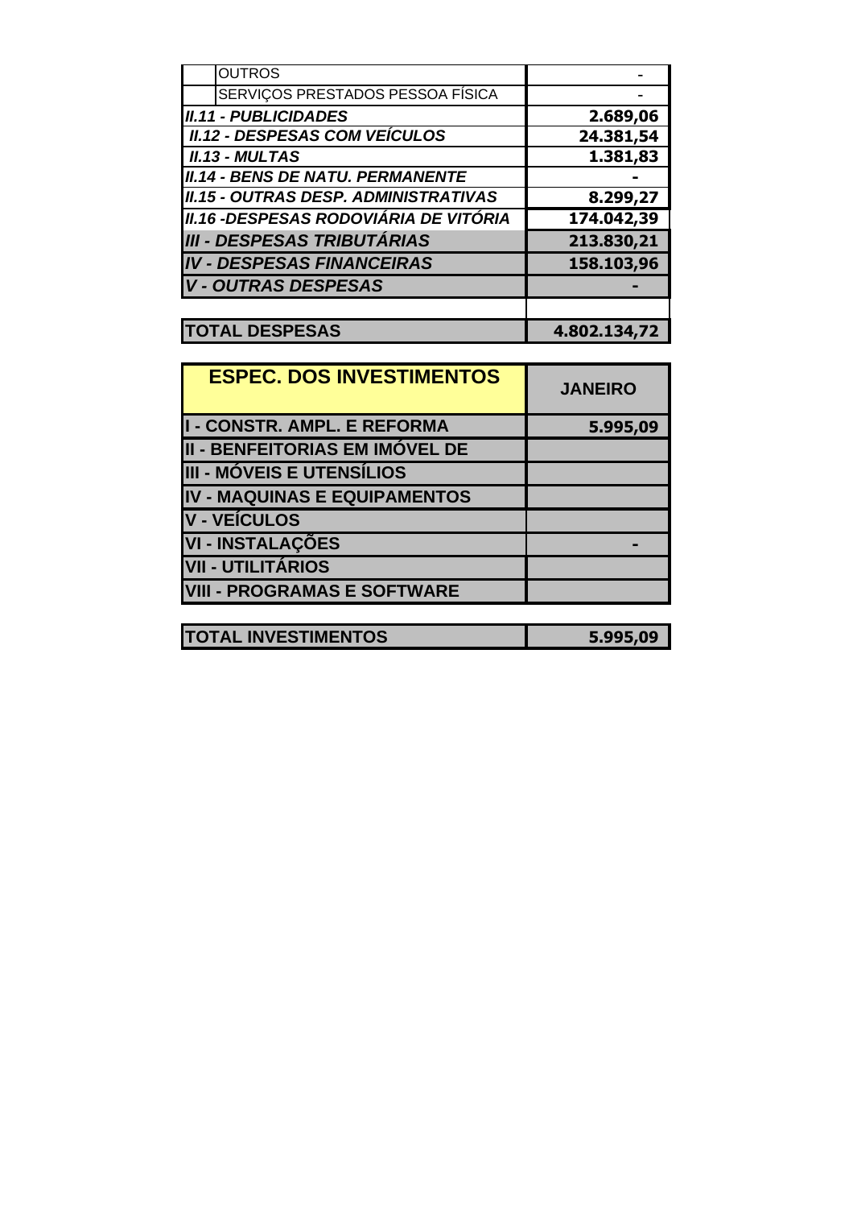| | |
|---|---|
| OUTROS | - |
| SERVIÇOS PRESTADOS PESSOA FÍSICA | - |
| ***II.11 - PUBLICIDADES*** | **2.689,06** |
| ***II.12 - DESPESAS COM VEÍCULOS*** | **24.381,54** |
| ***II.13 - MULTAS*** | **1.381,83** |
| ***II.14 - BENS DE NATU. PERMANENTE*** | **-** |
| ***II.15 - OUTRAS DESP. ADMINISTRATIVAS*** | **8.299,27** |
| ***II.16 -DESPESAS RODOVIÁRIA DE VITÓRIA*** | **174.042,39** |
| ***III - DESPESAS TRIBUTÁRIAS*** | **213.830,21** |
| ***IV - DESPESAS FINANCEIRAS*** | **158.103,96** |
| ***V - OUTRAS DESPESAS*** | **-** |
| | |
| **TOTAL DESPESAS** | **4.802.134,72** |

| ESPEC. DOS INVESTIMENTOS | JANEIRO |
|---|---|
| **I - CONSTR. AMPL. E REFORMA** | **5.995,09** |
| **II - BENFEITORIAS EM IMÓVEL DE** | |
| **III - MÓVEIS E UTENSÍLIOS** | |
| **IV - MAQUINAS E EQUIPAMENTOS** | |
| **V - VEÍCULOS** | |
| **VI - INSTALAÇÕES** | **-** |
| **VII - UTILITÁRIOS** | |
| **VIII - PROGRAMAS E SOFTWARE** | |
| | |
| **TOTAL INVESTIMENTOS** | **5.995,09** |